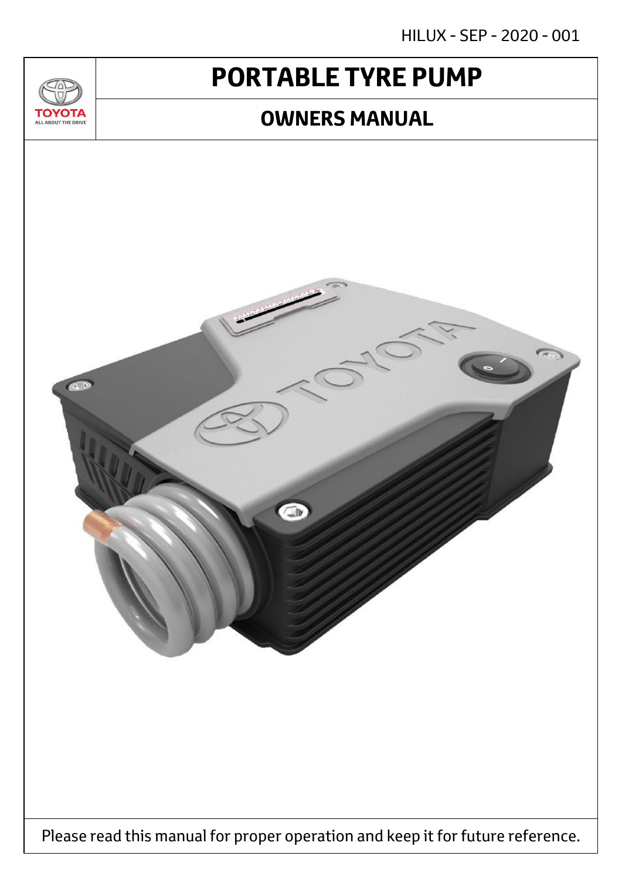HILUX - SEP - 2020 - 001

TOYOTA
ALL ABOUT THE DRIVE

# PORTABLE TYRE PUMP

## OWNERS MANUAL

Please read this manual for proper operation and keep it for future reference.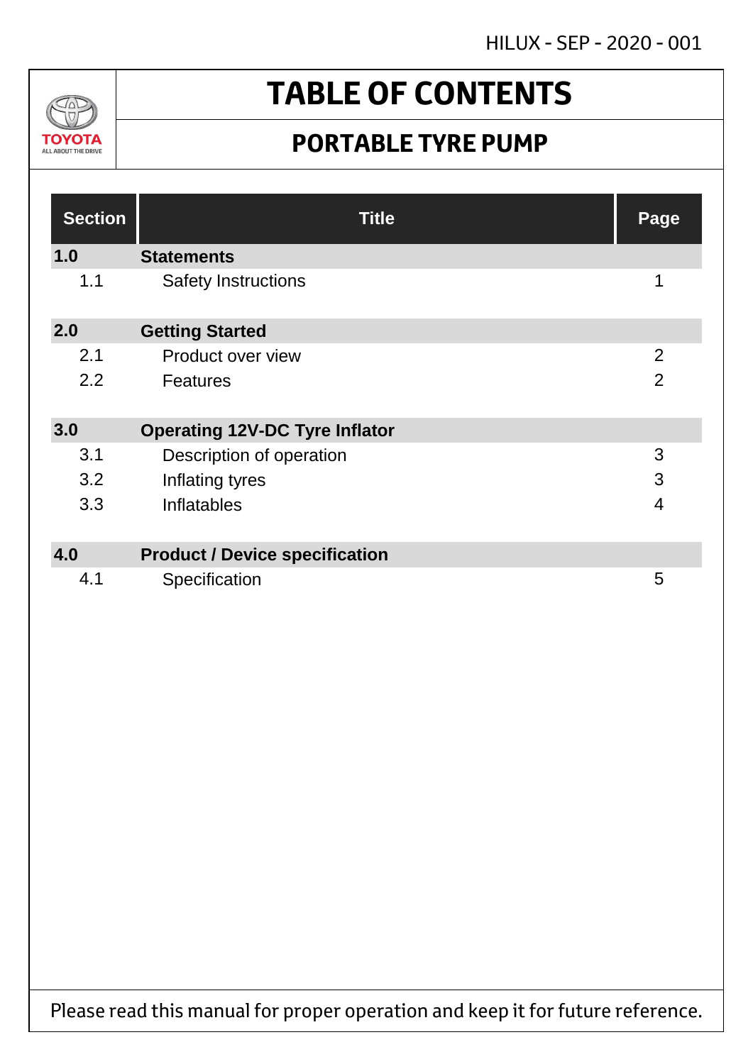HILUX - SEP - 2020 - 001

TOYOTA
ALL ABOUT THE DRIVE

# TABLE OF CONTENTS

## PORTABLE TYRE PUMP

| Section | Title | Page |
|---|---|---|
| **1.0** | **Statements** | |
| 1.1 | Safety Instructions | 1 |
| **2.0** | **Getting Started** | |
| 2.1 | Product over view | 2 |
| 2.2 | Features | 2 |
| **3.0** | **Operating 12V-DC Tyre Inflator** | |
| 3.1 | Description of operation | 3 |
| 3.2 | Inflating tyres | 3 |
| 3.3 | Inflatables | 4 |
| **4.0** | **Product / Device specification** | |
| 4.1 | Specification | 5 |

Please read this manual for proper operation and keep it for future reference.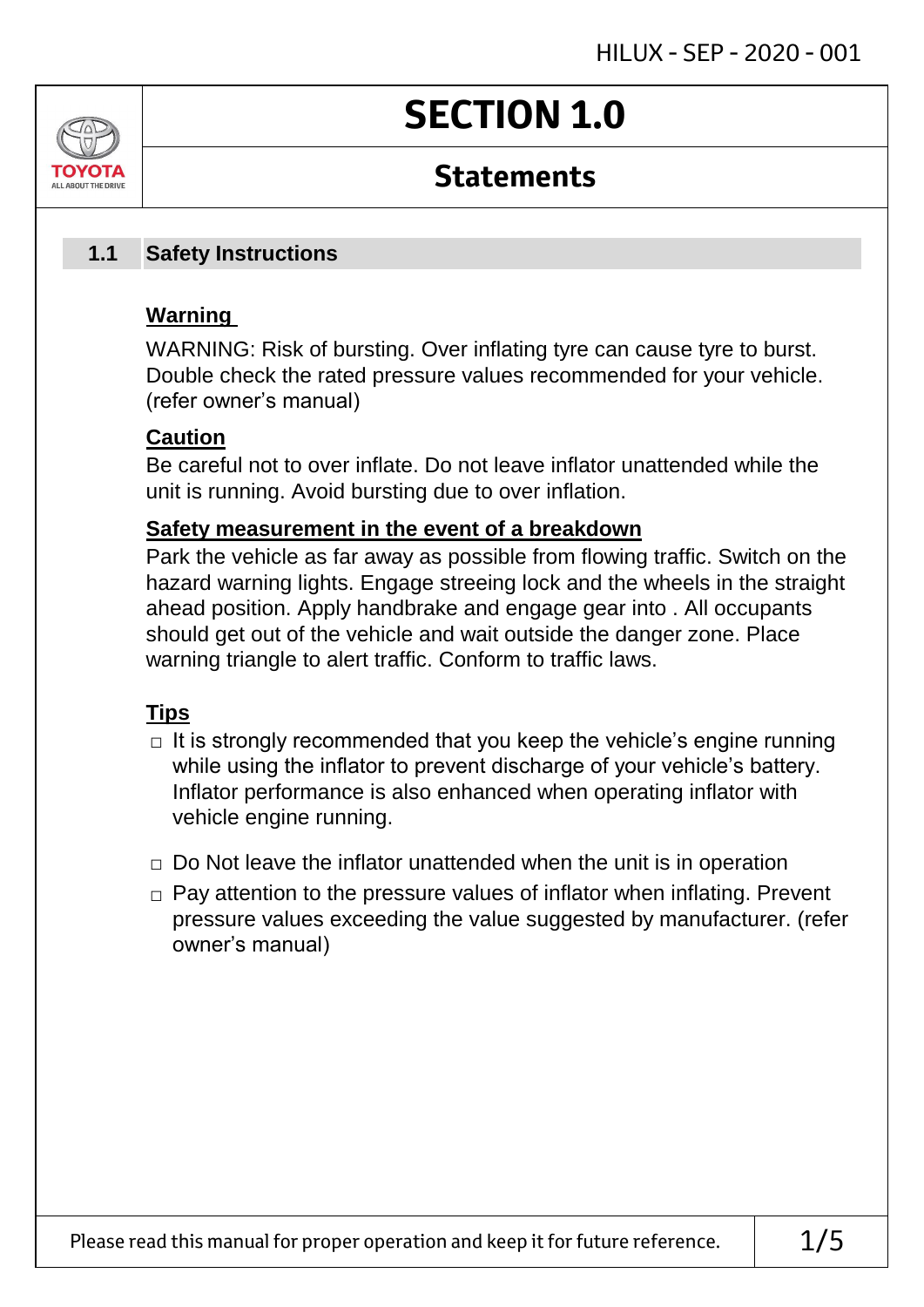# SECTION 1.0

## Statements

### 1.1 Safety Instructions

**Warning**

WARNING: Risk of bursting. Over inflating tyre can cause tyre to burst. Double check the rated pressure values recommended for your vehicle. (refer owner's manual)

**Caution**

Be careful not to over inflate. Do not leave inflator unattended while the unit is running. Avoid bursting due to over inflation.

**Safety measurement in the event of a breakdown**

Park the vehicle as far away as possible from flowing traffic. Switch on the hazard warning lights. Engage streeing lock and the wheels in the straight ahead position. Apply handbrake and engage gear into . All occupants should get out of the vehicle and wait outside the danger zone. Place warning triangle to alert traffic. Conform to traffic laws.

**Tips**

- It is strongly recommended that you keep the vehicle's engine running while using the inflator to prevent discharge of your vehicle's battery. Inflator performance is also enhanced when operating inflator with vehicle engine running.
- Do Not leave the inflator unattended when the unit is in operation
- Pay attention to the pressure values of inflator when inflating. Prevent pressure values exceeding the value suggested by manufacturer. (refer owner's manual)

Please read this manual for proper operation and keep it for future reference.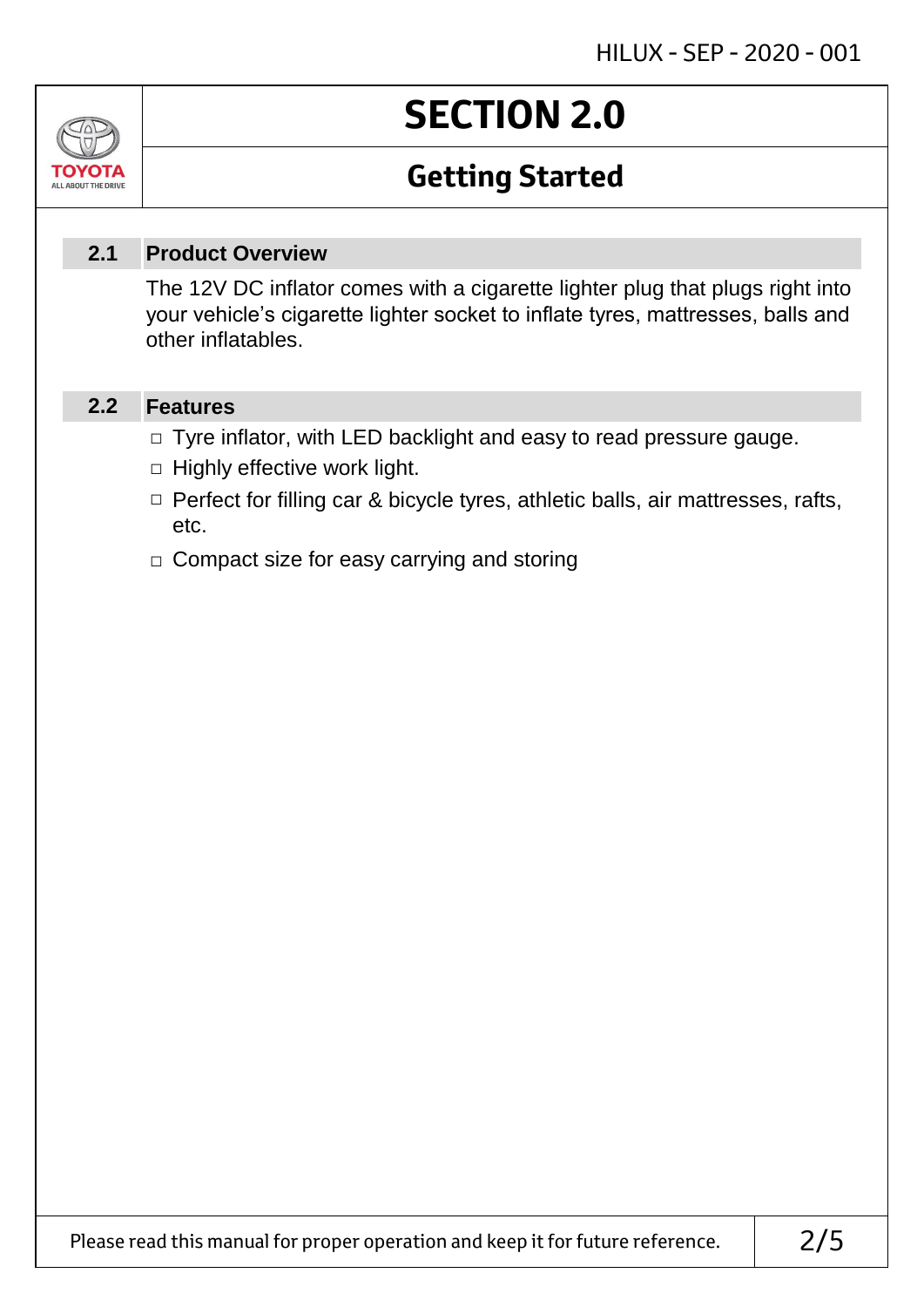# SECTION 2.0

## Getting Started

### 2.1 Product Overview

The 12V DC inflator comes with a cigarette lighter plug that plugs right into your vehicle's cigarette lighter socket to inflate tyres, mattresses, balls and other inflatables.

### 2.2 Features

- Tyre inflator, with LED backlight and easy to read pressure gauge.
- Highly effective work light.
- Perfect for filling car & bicycle tyres, athletic balls, air mattresses, rafts, etc.
- Compact size for easy carrying and storing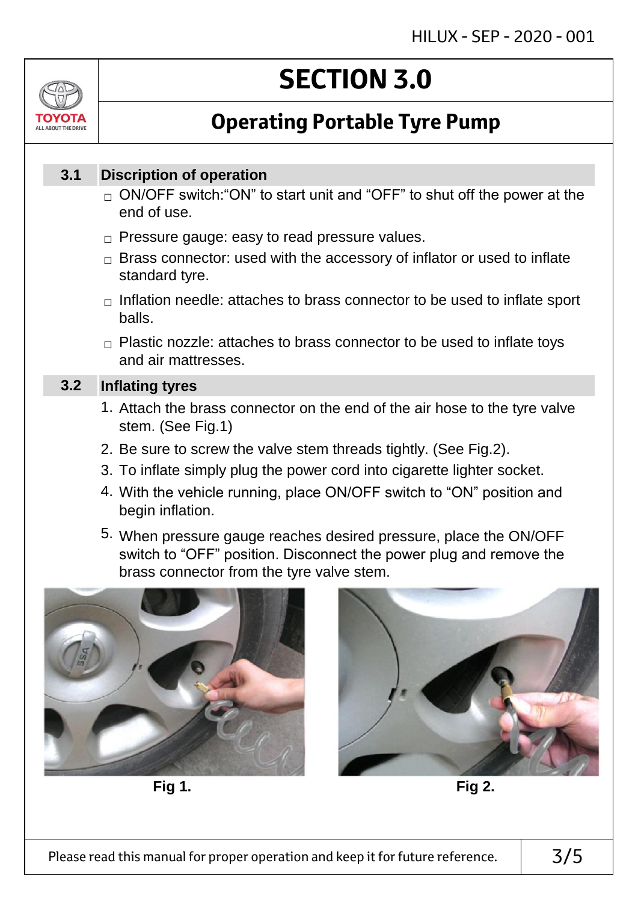# SECTION 3.0

## Operating Portable Tyre Pump

### 3.1 Discription of operation

- ON/OFF switch:"ON" to start unit and "OFF" to shut off the power at the end of use.
- Pressure gauge: easy to read pressure values.
- Brass connector: used with the accessory of inflator or used to inflate standard tyre.
- Inflation needle: attaches to brass connector to be used to inflate sport balls.
- Plastic nozzle: attaches to brass connector to be used to inflate toys and air mattresses.

### 3.2 Inflating tyres

1. Attach the brass connector on the end of the air hose to the tyre valve stem. (See Fig.1)
2. Be sure to screw the valve stem threads tightly. (See Fig.2).
3. To inflate simply plug the power cord into cigarette lighter socket.
4. With the vehicle running, place ON/OFF switch to "ON" position and begin inflation.
5. When pressure gauge reaches desired pressure, place the ON/OFF switch to "OFF" position. Disconnect the power plug and remove the brass connector from the tyre valve stem.

**Fig 1.**

**Fig 2.**

Please read this manual for proper operation and keep it for future reference.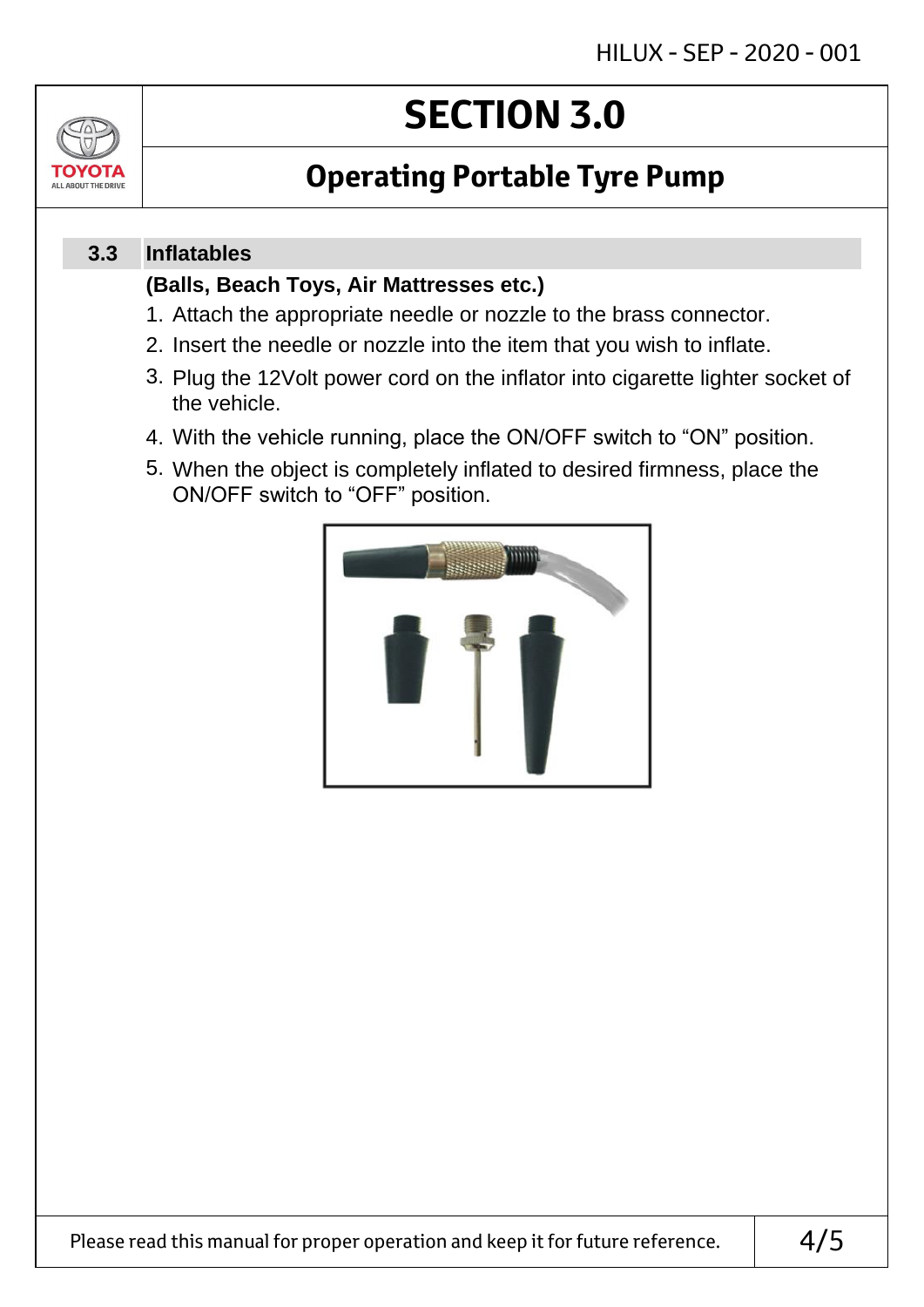# SECTION 3.0

## Operating Portable Tyre Pump

### 3.3 Inflatables

**(Balls, Beach Toys, Air Mattresses etc.)**

1. Attach the appropriate needle or nozzle to the brass connector.
2. Insert the needle or nozzle into the item that you wish to inflate.
3. Plug the 12Volt power cord on the inflator into cigarette lighter socket of the vehicle.
4. With the vehicle running, place the ON/OFF switch to “ON” position.
5. When the object is completely inflated to desired firmness, place the ON/OFF switch to “OFF” position.

Please read this manual for proper operation and keep it for future reference.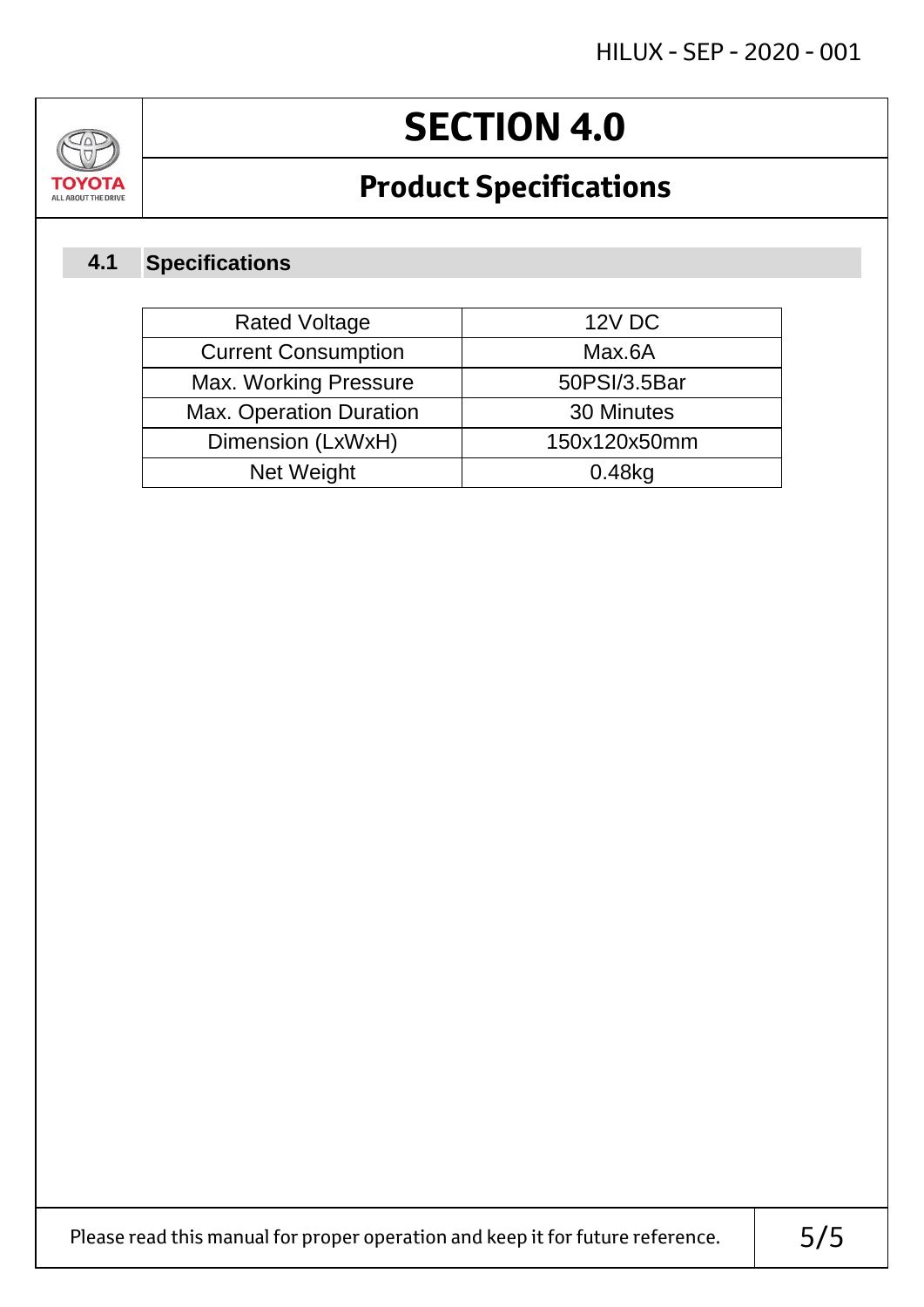# SECTION 4.0

## Product Specifications

### 4.1 Specifications

| | |
|---|---|
| Rated Voltage | 12V DC |
| Current Consumption | Max.6A |
| Max. Working Pressure | 50PSI/3.5Bar |
| Max. Operation Duration | 30 Minutes |
| Dimension (LxWxH) | 150x120x50mm |
| Net Weight | 0.48kg |